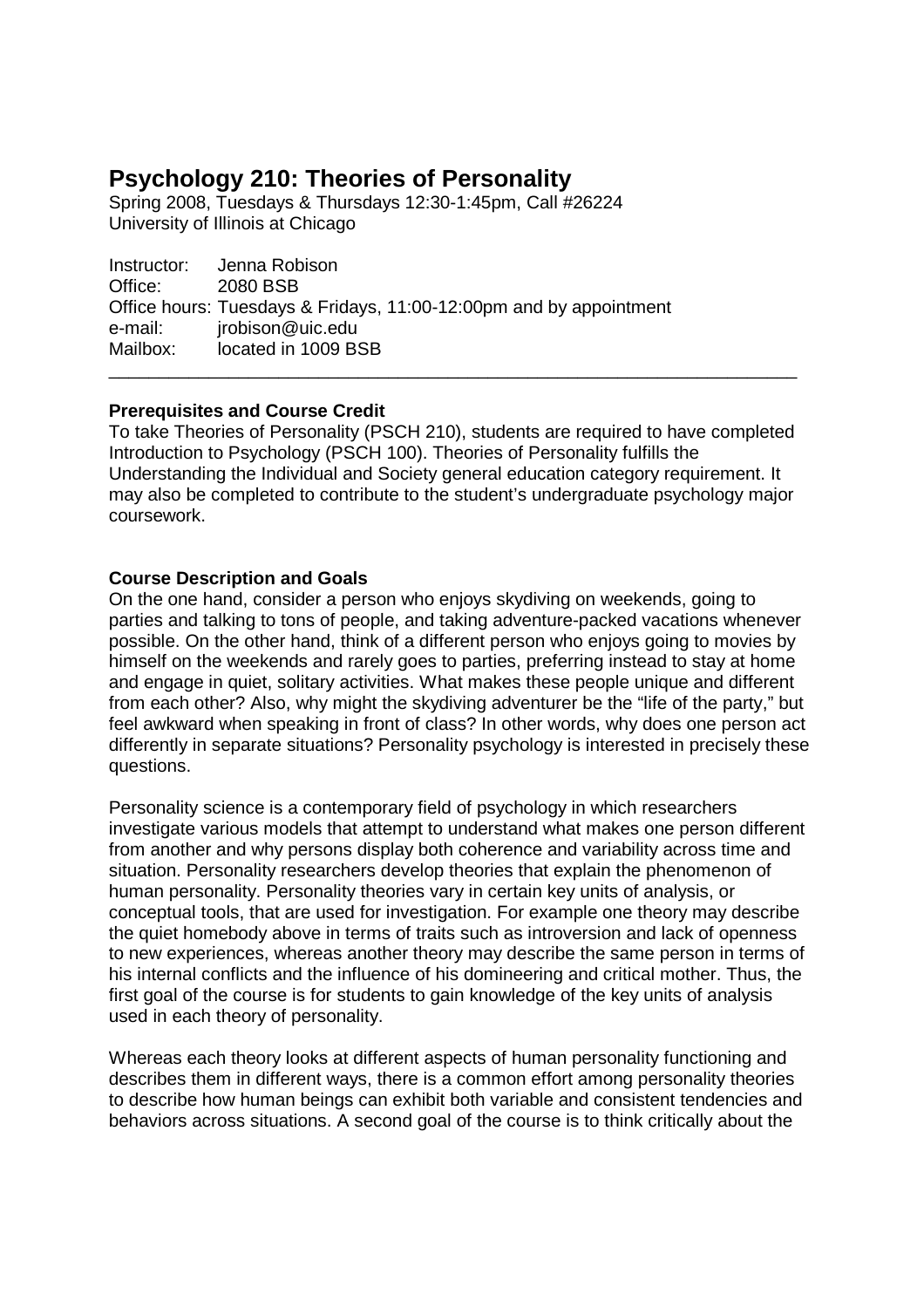# Psychology 210: Theories of Personality

Spring 2008, Tuesdays & Thursdays 12:30-1:45pm, Call #26224
University of Illinois at Chicago

Instructor: Jenna Robison
Office: 2080 BSB
Office hours: Tuesdays & Fridays, 11:00-12:00pm and by appointment
e-mail: jrobison@uic.edu
Mailbox: located in 1009 BSB

---

**Prerequisites and Course Credit**

To take Theories of Personality (PSCH 210), students are required to have completed Introduction to Psychology (PSCH 100). Theories of Personality fulfills the Understanding the Individual and Society general education category requirement. It may also be completed to contribute to the student's undergraduate psychology major coursework.

**Course Description and Goals**

On the one hand, consider a person who enjoys skydiving on weekends, going to parties and talking to tons of people, and taking adventure-packed vacations whenever possible. On the other hand, think of a different person who enjoys going to movies by himself on the weekends and rarely goes to parties, preferring instead to stay at home and engage in quiet, solitary activities. What makes these people unique and different from each other? Also, why might the skydiving adventurer be the "life of the party," but feel awkward when speaking in front of class? In other words, why does one person act differently in separate situations? Personality psychology is interested in precisely these questions.

Personality science is a contemporary field of psychology in which researchers investigate various models that attempt to understand what makes one person different from another and why persons display both coherence and variability across time and situation. Personality researchers develop theories that explain the phenomenon of human personality. Personality theories vary in certain key units of analysis, or conceptual tools, that are used for investigation. For example one theory may describe the quiet homebody above in terms of traits such as introversion and lack of openness to new experiences, whereas another theory may describe the same person in terms of his internal conflicts and the influence of his domineering and critical mother. Thus, the first goal of the course is for students to gain knowledge of the key units of analysis used in each theory of personality.

Whereas each theory looks at different aspects of human personality functioning and describes them in different ways, there is a common effort among personality theories to describe how human beings can exhibit both variable and consistent tendencies and behaviors across situations. A second goal of the course is to think critically about the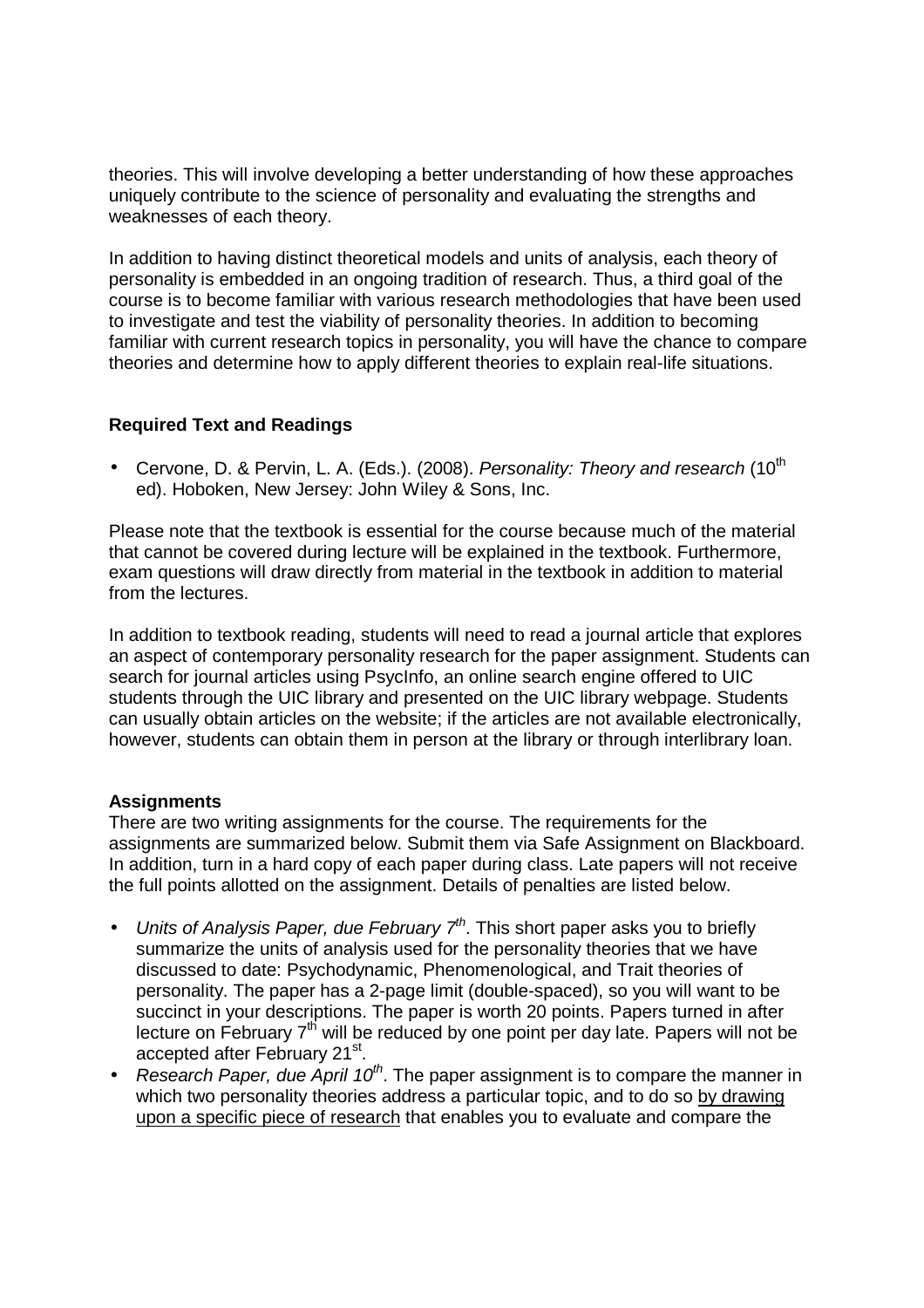theories. This will involve developing a better understanding of how these approaches uniquely contribute to the science of personality and evaluating the strengths and weaknesses of each theory.

In addition to having distinct theoretical models and units of analysis, each theory of personality is embedded in an ongoing tradition of research. Thus, a third goal of the course is to become familiar with various research methodologies that have been used to investigate and test the viability of personality theories. In addition to becoming familiar with current research topics in personality, you will have the chance to compare theories and determine how to apply different theories to explain real-life situations.

### Required Text and Readings

- Cervone, D. & Pervin, L. A. (Eds.). (2008). *Personality: Theory and research* (10th ed). Hoboken, New Jersey: John Wiley & Sons, Inc.

Please note that the textbook is essential for the course because much of the material that cannot be covered during lecture will be explained in the textbook. Furthermore, exam questions will draw directly from material in the textbook in addition to material from the lectures.

In addition to textbook reading, students will need to read a journal article that explores an aspect of contemporary personality research for the paper assignment. Students can search for journal articles using PsycInfo, an online search engine offered to UIC students through the UIC library and presented on the UIC library webpage. Students can usually obtain articles on the website; if the articles are not available electronically, however, students can obtain them in person at the library or through interlibrary loan.

### Assignments

There are two writing assignments for the course. The requirements for the assignments are summarized below. Submit them via Safe Assignment on Blackboard. In addition, turn in a hard copy of each paper during class. Late papers will not receive the full points allotted on the assignment. Details of penalties are listed below.

- *Units of Analysis Paper, due February 7th*. This short paper asks you to briefly summarize the units of analysis used for the personality theories that we have discussed to date: Psychodynamic, Phenomenological, and Trait theories of personality. The paper has a 2-page limit (double-spaced), so you will want to be succinct in your descriptions. The paper is worth 20 points. Papers turned in after lecture on February 7th will be reduced by one point per day late. Papers will not be accepted after February 21st.
- *Research Paper, due April 10th*. The paper assignment is to compare the manner in which two personality theories address a particular topic, and to do so <u>by drawing upon a specific piece of research</u> that enables you to evaluate and compare the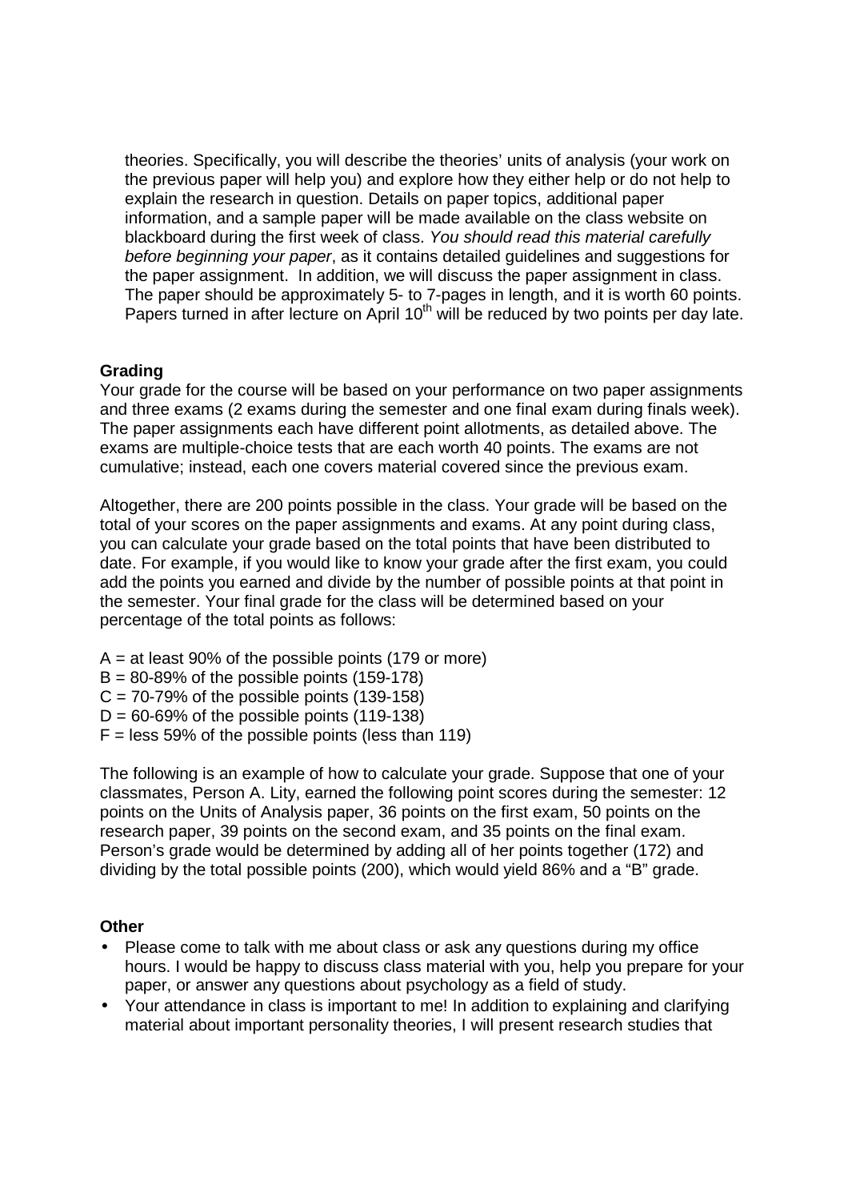theories. Specifically, you will describe the theories' units of analysis (your work on the previous paper will help you) and explore how they either help or do not help to explain the research in question. Details on paper topics, additional paper information, and a sample paper will be made available on the class website on blackboard during the first week of class. *You should read this material carefully before beginning your paper*, as it contains detailed guidelines and suggestions for the paper assignment. In addition, we will discuss the paper assignment in class. The paper should be approximately 5- to 7-pages in length, and it is worth 60 points. Papers turned in after lecture on April 10th will be reduced by two points per day late.

**Grading**

Your grade for the course will be based on your performance on two paper assignments and three exams (2 exams during the semester and one final exam during finals week). The paper assignments each have different point allotments, as detailed above. The exams are multiple-choice tests that are each worth 40 points. The exams are not cumulative; instead, each one covers material covered since the previous exam.

Altogether, there are 200 points possible in the class. Your grade will be based on the total of your scores on the paper assignments and exams. At any point during class, you can calculate your grade based on the total points that have been distributed to date. For example, if you would like to know your grade after the first exam, you could add the points you earned and divide by the number of possible points at that point in the semester. Your final grade for the class will be determined based on your percentage of the total points as follows:

A = at least 90% of the possible points (179 or more)
B = 80-89% of the possible points (159-178)
C = 70-79% of the possible points (139-158)
D = 60-69% of the possible points (119-138)
F = less 59% of the possible points (less than 119)

The following is an example of how to calculate your grade. Suppose that one of your classmates, Person A. Lity, earned the following point scores during the semester: 12 points on the Units of Analysis paper, 36 points on the first exam, 50 points on the research paper, 39 points on the second exam, and 35 points on the final exam. Person's grade would be determined by adding all of her points together (172) and dividing by the total possible points (200), which would yield 86% and a "B" grade.

**Other**

- Please come to talk with me about class or ask any questions during my office hours. I would be happy to discuss class material with you, help you prepare for your paper, or answer any questions about psychology as a field of study.
- Your attendance in class is important to me! In addition to explaining and clarifying material about important personality theories, I will present research studies that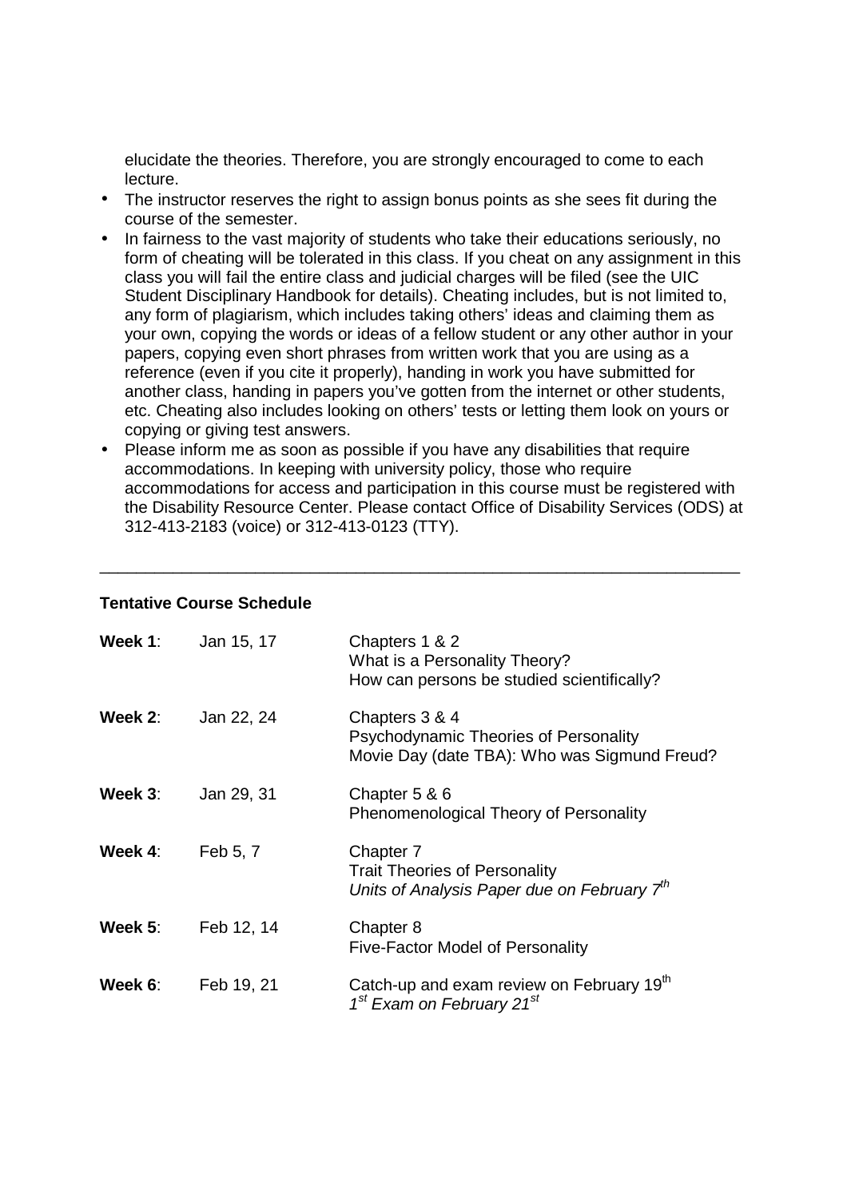elucidate the theories. Therefore, you are strongly encouraged to come to each lecture.

- The instructor reserves the right to assign bonus points as she sees fit during the course of the semester.
- In fairness to the vast majority of students who take their educations seriously, no form of cheating will be tolerated in this class. If you cheat on any assignment in this class you will fail the entire class and judicial charges will be filed (see the UIC Student Disciplinary Handbook for details). Cheating includes, but is not limited to, any form of plagiarism, which includes taking others' ideas and claiming them as your own, copying the words or ideas of a fellow student or any other author in your papers, copying even short phrases from written work that you are using as a reference (even if you cite it properly), handing in work you have submitted for another class, handing in papers you've gotten from the internet or other students, etc. Cheating also includes looking on others' tests or letting them look on yours or copying or giving test answers.
- Please inform me as soon as possible if you have any disabilities that require accommodations. In keeping with university policy, those who require accommodations for access and participation in this course must be registered with the Disability Resource Center. Please contact Office of Disability Services (ODS) at 312-413-2183 (voice) or 312-413-0123 (TTY).

---

**Tentative Course Schedule**

| | | |
|---|---|---|
| **Week 1**: | Jan 15, 17 | Chapters 1 & 2<br>What is a Personality Theory?<br>How can persons be studied scientifically? |
| **Week 2**: | Jan 22, 24 | Chapters 3 & 4<br>Psychodynamic Theories of Personality<br>Movie Day (date TBA): Who was Sigmund Freud? |
| **Week 3**: | Jan 29, 31 | Chapter 5 & 6<br>Phenomenological Theory of Personality |
| **Week 4**: | Feb 5, 7 | Chapter 7<br>Trait Theories of Personality<br>*Units of Analysis Paper due on February 7th* |
| **Week 5**: | Feb 12, 14 | Chapter 8<br>Five-Factor Model of Personality |
| **Week 6**: | Feb 19, 21 | Catch-up and exam review on February 19th<br>*1st Exam on February 21st* |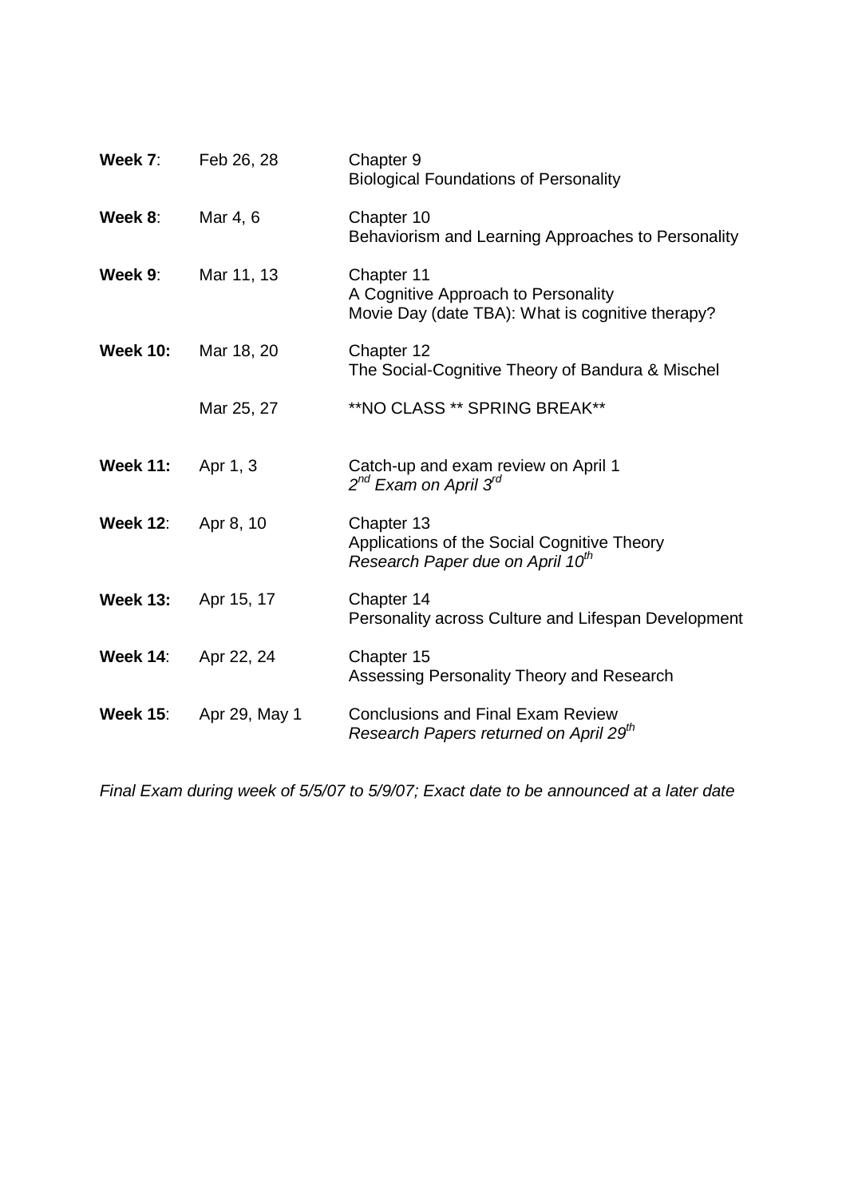| | | |
|---|---|---|
| **Week 7**: | Feb 26, 28 | Chapter 9<br>Biological Foundations of Personality |
| **Week 8**: | Mar 4, 6 | Chapter 10<br>Behaviorism and Learning Approaches to Personality |
| **Week 9**: | Mar 11, 13 | Chapter 11<br>A Cognitive Approach to Personality<br>Movie Day (date TBA): What is cognitive therapy? |
| **Week 10:** | Mar 18, 20 | Chapter 12<br>The Social-Cognitive Theory of Bandura & Mischel |
| | Mar 25, 27 | **NO CLASS ** SPRING BREAK** |
| **Week 11:** | Apr 1, 3 | Catch-up and exam review on April 1<br>*2nd Exam on April 3rd* |
| **Week 12**: | Apr 8, 10 | Chapter 13<br>Applications of the Social Cognitive Theory<br>*Research Paper due on April 10th* |
| **Week 13:** | Apr 15, 17 | Chapter 14<br>Personality across Culture and Lifespan Development |
| **Week 14**: | Apr 22, 24 | Chapter 15<br>Assessing Personality Theory and Research |
| **Week 15**: | Apr 29, May 1 | Conclusions and Final Exam Review<br>*Research Papers returned on April 29th* |

*Final Exam during week of 5/5/07 to 5/9/07; Exact date to be announced at a later date*